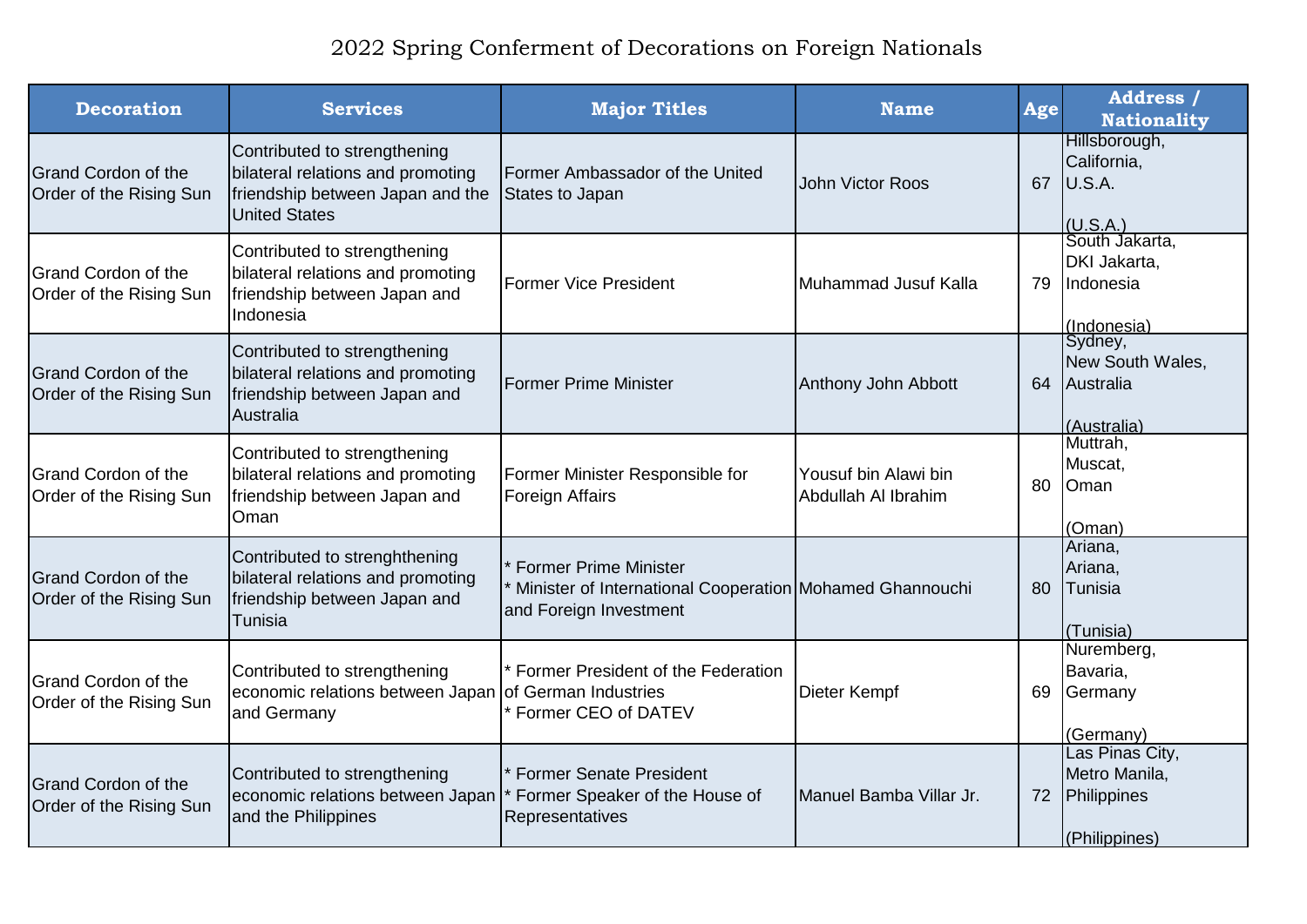# 2022 Spring Conferment of Decorations on Foreign Nationals

| Decoration | Services | Major Titles | Name | Age | Address / Nationality |
|---|---|---|---|---|---|
| Grand Cordon of the Order of the Rising Sun | Contributed to strengthening bilateral relations and promoting friendship between Japan and the United States | Former Ambassador of the United States to Japan | John Victor Roos | 67 | Hillsborough, California, U.S.A. (U.S.A.) |
| Grand Cordon of the Order of the Rising Sun | Contributed to strengthening bilateral relations and promoting friendship between Japan and Indonesia | Former Vice President | Muhammad Jusuf Kalla | 79 | South Jakarta, DKI Jakarta, Indonesia (Indonesia) |
| Grand Cordon of the Order of the Rising Sun | Contributed to strengthening bilateral relations and promoting friendship between Japan and Australia | Former Prime Minister | Anthony John Abbott | 64 | Sydney, New South Wales, Australia (Australia) |
| Grand Cordon of the Order of the Rising Sun | Contributed to strengthening bilateral relations and promoting friendship between Japan and Oman | Former Minister Responsible for Foreign Affairs | Yousuf bin Alawi bin Abdullah Al Ibrahim | 80 | Muttrah, Muscat, Oman (Oman) |
| Grand Cordon of the Order of the Rising Sun | Contributed to strenghthening bilateral relations and promoting friendship between Japan and Tunisia | * Former Prime Minister<br>* Minister of International Cooperation and Foreign Investment | Mohamed Ghannouchi | 80 | Ariana, Ariana, Tunisia (Tunisia) |
| Grand Cordon of the Order of the Rising Sun | Contributed to strengthening economic relations between Japan and Germany | * Former President of the Federation of German Industries<br>* Former CEO of DATEV | Dieter Kempf | 69 | Nuremberg, Bavaria, Germany (Germany) |
| Grand Cordon of the Order of the Rising Sun | Contributed to strengthening economic relations between Japan and the Philippines | * Former Senate President<br>* Former Speaker of the House of Representatives | Manuel Bamba Villar Jr. | 72 | Las Pinas City, Metro Manila, Philippines (Philippines) |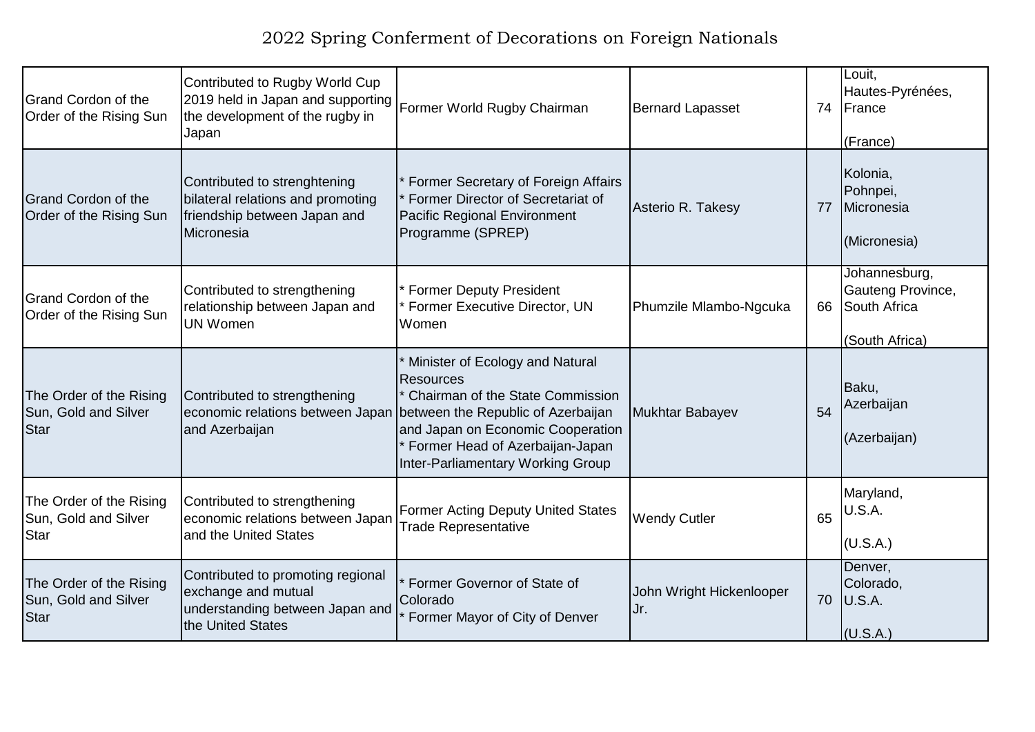# 2022 Spring Conferment of Decorations on Foreign Nationals

| | | | | | |
|---|---|---|---|---|---|
| Grand Cordon of the Order of the Rising Sun | Contributed to Rugby World Cup 2019 held in Japan and supporting the development of the rugby in Japan | Former World Rugby Chairman | Bernard Lapasset | 74 | Louit, Hautes-Pyrénées, France<br><br>(France) |
| Grand Cordon of the Order of the Rising Sun | Contributed to strenghtening bilateral relations and promoting friendship between Japan and Micronesia | * Former Secretary of Foreign Affairs<br>* Former Director of Secretariat of Pacific Regional Environment Programme (SPREP) | Asterio R. Takesy | 77 | Kolonia, Pohnpei, Micronesia<br><br>(Micronesia) |
| Grand Cordon of the Order of the Rising Sun | Contributed to strengthening relationship between Japan and UN Women | * Former Deputy President<br>* Former Executive Director, UN Women | Phumzile Mlambo-Ngcuka | 66 | Johannesburg, Gauteng Province, South Africa<br><br>(South Africa) |
| The Order of the Rising Sun, Gold and Silver Star | Contributed to strengthening economic relations between Japan and Azerbaijan | * Minister of Ecology and Natural Resources<br>* Chairman of the State Commission between the Republic of Azerbaijan and Japan on Economic Cooperation<br>* Former Head of Azerbaijan-Japan Inter-Parliamentary Working Group | Mukhtar Babayev | 54 | Baku, Azerbaijan<br><br>(Azerbaijan) |
| The Order of the Rising Sun, Gold and Silver Star | Contributed to strengthening economic relations between Japan and the United States | Former Acting Deputy United States Trade Representative | Wendy Cutler | 65 | Maryland, U.S.A.<br><br>(U.S.A.) |
| The Order of the Rising Sun, Gold and Silver Star | Contributed to promoting regional exchange and mutual understanding between Japan and the United States | * Former Governor of State of Colorado<br>* Former Mayor of City of Denver | John Wright Hickenlooper Jr. | 70 | Denver, Colorado, U.S.A.<br><br>(U.S.A.) |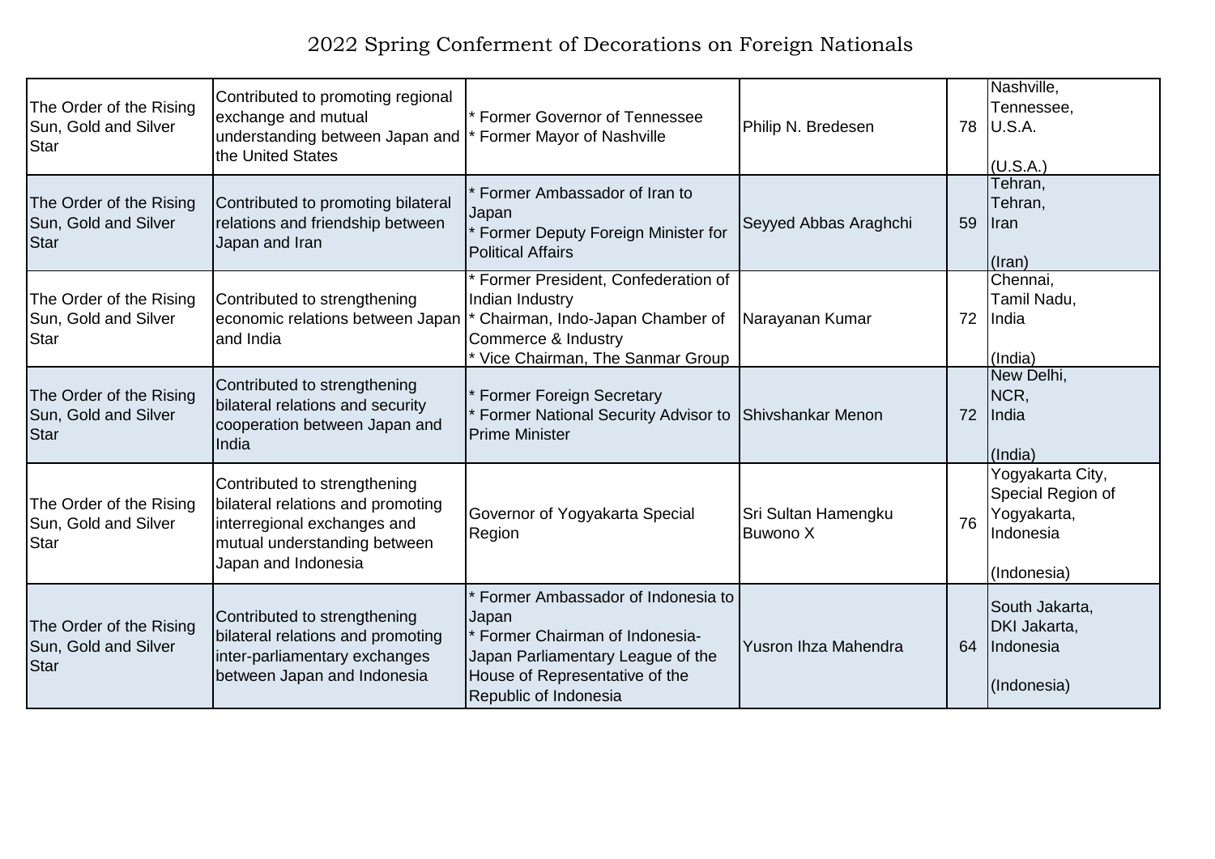# 2022 Spring Conferment of Decorations on Foreign Nationals

| | | | | | |
|---|---|---|---|---|---|
| The Order of the Rising Sun, Gold and Silver Star | Contributed to promoting regional exchange and mutual understanding between Japan and the United States | * Former Governor of Tennessee<br>* Former Mayor of Nashville | Philip N. Bredesen | 78 | Nashville,<br>Tennessee,<br>U.S.A.<br><br>(U.S.A.) |
| The Order of the Rising Sun, Gold and Silver Star | Contributed to promoting bilateral relations and friendship between Japan and Iran | * Former Ambassador of Iran to Japan<br>* Former Deputy Foreign Minister for Political Affairs | Seyyed Abbas Araghchi | 59 | Tehran,<br>Tehran,<br>Iran<br><br>(Iran) |
| The Order of the Rising Sun, Gold and Silver Star | Contributed to strengthening economic relations between Japan and India | * Former President, Confederation of Indian Industry<br>* Chairman, Indo-Japan Chamber of Commerce & Industry<br>* Vice Chairman, The Sanmar Group | Narayanan Kumar | 72 | Chennai,<br>Tamil Nadu,<br>India<br><br>(India) |
| The Order of the Rising Sun, Gold and Silver Star | Contributed to strengthening bilateral relations and security cooperation between Japan and India | * Former Foreign Secretary<br>* Former National Security Advisor to Prime Minister | Shivshankar Menon | 72 | New Delhi,<br>NCR,<br>India<br><br>(India) |
| The Order of the Rising Sun, Gold and Silver Star | Contributed to strengthening bilateral relations and promoting interregional exchanges and mutual understanding between Japan and Indonesia | Governor of Yogyakarta Special Region | Sri Sultan Hamengku Buwono X | 76 | Yogyakarta City,<br>Special Region of Yogyakarta,<br>Indonesia<br><br>(Indonesia) |
| The Order of the Rising Sun, Gold and Silver Star | Contributed to strengthening bilateral relations and promoting inter-parliamentary exchanges between Japan and Indonesia | * Former Ambassador of Indonesia to Japan<br>* Former Chairman of Indonesia-Japan Parliamentary League of the House of Representative of the Republic of Indonesia | Yusron Ihza Mahendra | 64 | South Jakarta,<br>DKI Jakarta,<br>Indonesia<br><br>(Indonesia) |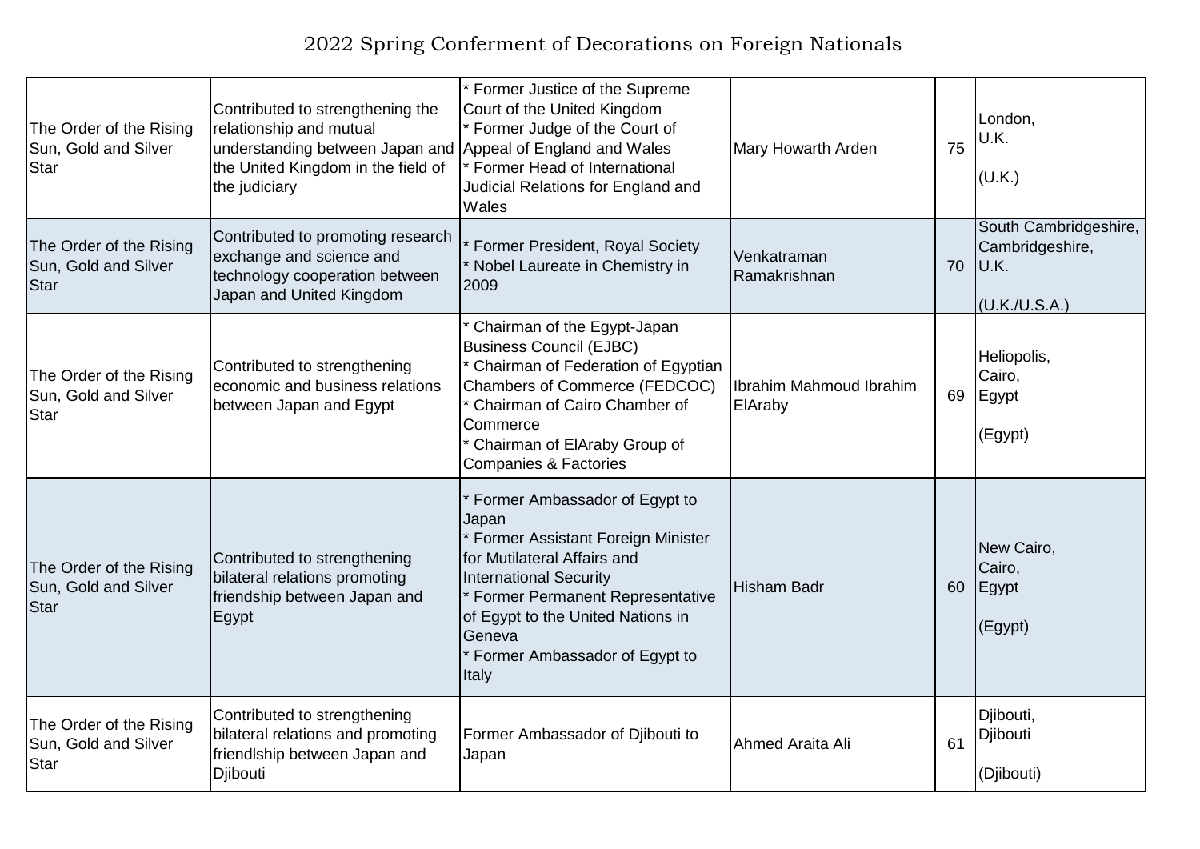# 2022 Spring Conferment of Decorations on Foreign Nationals

| | | | | | |
|---|---|---|---|---|---|
| The Order of the Rising Sun, Gold and Silver Star | Contributed to strengthening the relationship and mutual understanding between Japan and the United Kingdom in the field of the judiciary | * Former Justice of the Supreme Court of the United Kingdom<br>* Former Judge of the Court of Appeal of England and Wales<br>* Former Head of International Judicial Relations for England and Wales | Mary Howarth Arden | 75 | London,<br>U.K.<br><br>(U.K.) |
| The Order of the Rising Sun, Gold and Silver Star | Contributed to promoting research exchange and science and technology cooperation between Japan and United Kingdom | * Former President, Royal Society<br>* Nobel Laureate in Chemistry in 2009 | Venkatraman Ramakrishnan | 70 | South Cambridgeshire,<br>Cambridgeshire,<br>U.K.<br><br>(U.K./U.S.A.) |
| The Order of the Rising Sun, Gold and Silver Star | Contributed to strengthening economic and business relations between Japan and Egypt | * Chairman of the Egypt-Japan Business Council (EJBC)<br>* Chairman of Federation of Egyptian Chambers of Commerce (FEDCOC)<br>* Chairman of Cairo Chamber of Commerce<br>* Chairman of ElAraby Group of Companies & Factories | Ibrahim Mahmoud Ibrahim ElAraby | 69 | Heliopolis,<br>Cairo,<br>Egypt<br><br>(Egypt) |
| The Order of the Rising Sun, Gold and Silver Star | Contributed to strengthening bilateral relations promoting friendship between Japan and Egypt | * Former Ambassador of Egypt to Japan<br>* Former Assistant Foreign Minister for Mutilateral Affairs and International Security<br>* Former Permanent Representative of Egypt to the United Nations in Geneva<br>* Former Ambassador of Egypt to Italy | Hisham Badr | 60 | New Cairo,<br>Cairo,<br>Egypt<br><br>(Egypt) |
| The Order of the Rising Sun, Gold and Silver Star | Contributed to strengthening bilateral relations and promoting friendlship between Japan and Djibouti | Former Ambassador of Djibouti to Japan | Ahmed Araita Ali | 61 | Djibouti,<br>Djibouti<br><br>(Djibouti) |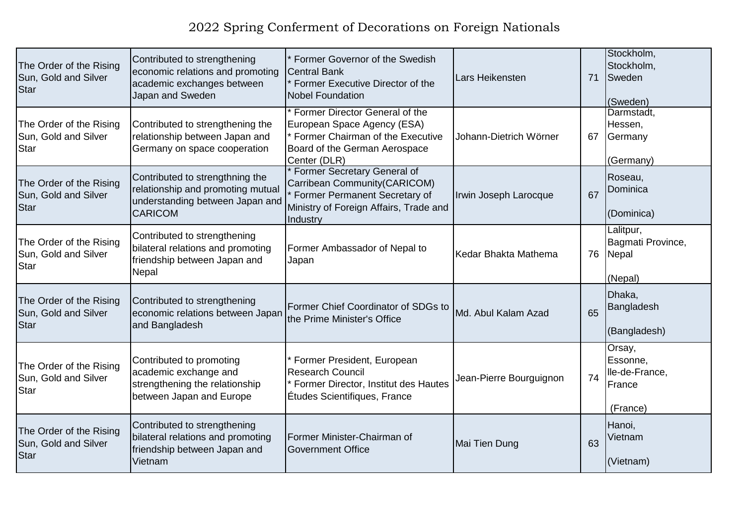# 2022 Spring Conferment of Decorations on Foreign Nationals

| | | | | | |
|---|---|---|---|---|---|
| The Order of the Rising Sun, Gold and Silver Star | Contributed to strengthening economic relations and promoting academic exchanges between Japan and Sweden | * Former Governor of the Swedish Central Bank<br>* Former Executive Director of the Nobel Foundation | Lars Heikensten | 71 | Stockholm, Stockholm, Sweden<br><br>(Sweden) |
| The Order of the Rising Sun, Gold and Silver Star | Contributed to strengthening the relationship between Japan and Germany on space cooperation | * Former Director General of the European Space Agency (ESA)<br>* Former Chairman of the Executive Board of the German Aerospace Center (DLR) | Johann-Dietrich Wörner | 67 | Darmstadt, Hessen, Germany<br><br>(Germany) |
| The Order of the Rising Sun, Gold and Silver Star | Contributed to strengthning the relationship and promoting mutual understanding between Japan and CARICOM | * Former Secretary General of Carribean Community(CARICOM)<br>* Former Permanent Secretary of Ministry of Foreign Affairs, Trade and Industry | Irwin Joseph Larocque | 67 | Roseau, Dominica<br><br>(Dominica) |
| The Order of the Rising Sun, Gold and Silver Star | Contributed to strengthening bilateral relations and promoting friendship between Japan and Nepal | Former Ambassador of Nepal to Japan | Kedar Bhakta Mathema | 76 | Lalitpur, Bagmati Province, Nepal<br><br>(Nepal) |
| The Order of the Rising Sun, Gold and Silver Star | Contributed to strengthening economic relations between Japan and Bangladesh | Former Chief Coordinator of SDGs to the Prime Minister's Office | Md. Abul Kalam Azad | 65 | Dhaka, Bangladesh<br><br>(Bangladesh) |
| The Order of the Rising Sun, Gold and Silver Star | Contributed to promoting academic exchange and strengthening the relationship between Japan and Europe | * Former President, European Research Council<br>* Former Director, Institut des Hautes Études Scientifiques, France | Jean-Pierre Bourguignon | 74 | Orsay, Essonne, Ile-de-France, France<br><br>(France) |
| The Order of the Rising Sun, Gold and Silver Star | Contributed to strengthening bilateral relations and promoting friendship between Japan and Vietnam | Former Minister-Chairman of Government Office | Mai Tien Dung | 63 | Hanoi, Vietnam<br><br>(Vietnam) |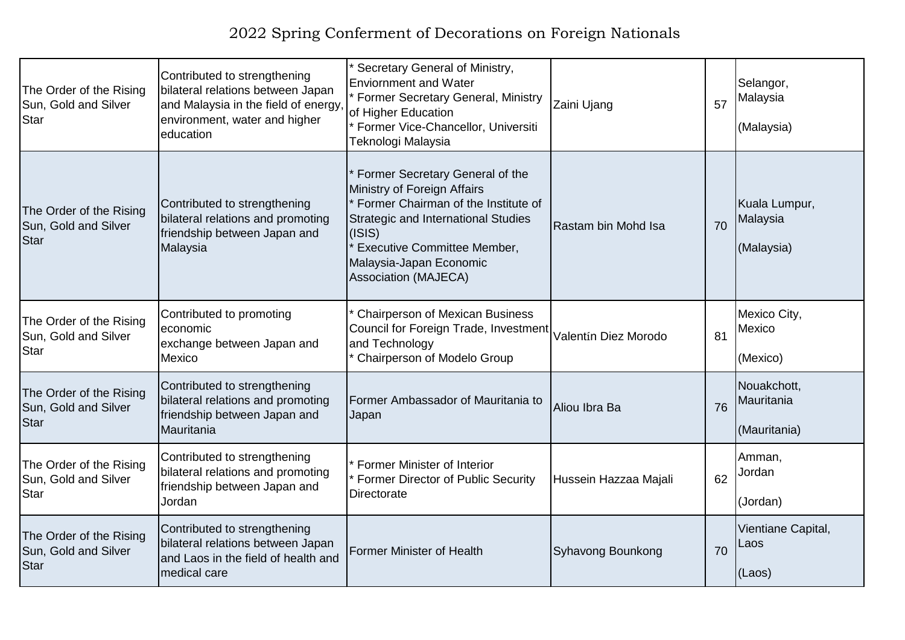# 2022 Spring Conferment of Decorations on Foreign Nationals

| | | | | | |
|---|---|---|---|---|---|
| The Order of the Rising Sun, Gold and Silver Star | Contributed to strengthening bilateral relations between Japan and Malaysia in the field of energy, environment, water and higher education | * Secretary General of Ministry, Enviornment and Water<br>* Former Secretary General, Ministry of Higher Education<br>* Former Vice-Chancellor, Universiti Teknologi Malaysia | Zaini Ujang | 57 | Selangor, Malaysia<br><br>(Malaysia) |
| The Order of the Rising Sun, Gold and Silver Star | Contributed to strengthening bilateral relations and promoting friendship between Japan and Malaysia | * Former Secretary General of the Ministry of Foreign Affairs<br>* Former Chairman of the Institute of Strategic and International Studies (ISIS)<br>* Executive Committee Member, Malaysia-Japan Economic Association (MAJECA) | Rastam bin Mohd Isa | 70 | Kuala Lumpur, Malaysia<br><br>(Malaysia) |
| The Order of the Rising Sun, Gold and Silver Star | Contributed to promoting economic exchange between Japan and Mexico | * Chairperson of Mexican Business Council for Foreign Trade, Investment and Technology<br>* Chairperson of Modelo Group | Valentín Diez Morodo | 81 | Mexico City, Mexico<br><br>(Mexico) |
| The Order of the Rising Sun, Gold and Silver Star | Contributed to strengthening bilateral relations and promoting friendship between Japan and Mauritania | Former Ambassador of Mauritania to Japan | Aliou Ibra Ba | 76 | Nouakchott, Mauritania<br><br>(Mauritania) |
| The Order of the Rising Sun, Gold and Silver Star | Contributed to strengthening bilateral relations and promoting friendship between Japan and Jordan | * Former Minister of Interior<br>* Former Director of Public Security Directorate | Hussein Hazzaa Majali | 62 | Amman, Jordan<br><br>(Jordan) |
| The Order of the Rising Sun, Gold and Silver Star | Contributed to strengthening bilateral relations between Japan and Laos in the field of health and medical care | Former Minister of Health | Syhavong Bounkong | 70 | Vientiane Capital, Laos<br><br>(Laos) |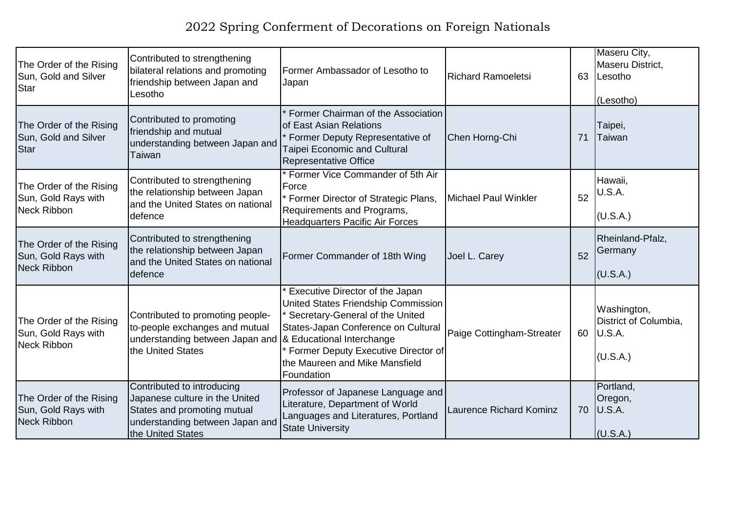# 2022 Spring Conferment of Decorations on Foreign Nationals

| | | | | | |
|---|---|---|---|---|---|
| The Order of the Rising Sun, Gold and Silver Star | Contributed to strengthening bilateral relations and promoting friendship between Japan and Lesotho | Former Ambassador of Lesotho to Japan | Richard Ramoeletsi | 63 | Maseru City, Maseru District, Lesotho<br><br>(Lesotho) |
| The Order of the Rising Sun, Gold and Silver Star | Contributed to promoting friendship and mutual understanding between Japan and Taiwan | * Former Chairman of the Association of East Asian Relations<br>* Former Deputy Representative of Taipei Economic and Cultural Representative Office | Chen Horng-Chi | 71 | Taipei, Taiwan |
| The Order of the Rising Sun, Gold Rays with Neck Ribbon | Contributed to strengthening the relationship between Japan and the United States on national defence | * Former Vice Commander of 5th Air Force<br>* Former Director of Strategic Plans, Requirements and Programs, Headquarters Pacific Air Forces | Michael Paul Winkler | 52 | Hawaii, U.S.A.<br><br>(U.S.A.) |
| The Order of the Rising Sun, Gold Rays with Neck Ribbon | Contributed to strengthening the relationship between Japan and the United States on national defence | Former Commander of 18th Wing | Joel L. Carey | 52 | Rheinland-Pfalz, Germany<br><br>(U.S.A.) |
| The Order of the Rising Sun, Gold Rays with Neck Ribbon | Contributed to promoting people-to-people exchanges and mutual understanding between Japan and the United States | * Executive Director of the Japan United States Friendship Commission<br>* Secretary-General of the United States-Japan Conference on Cultural & Educational Interchange<br>* Former Deputy Executive Director of the Maureen and Mike Mansfield Foundation | Paige Cottingham-Streater | 60 | Washington, District of Columbia, U.S.A.<br><br>(U.S.A.) |
| The Order of the Rising Sun, Gold Rays with Neck Ribbon | Contributed to introducing Japanese culture in the United States and promoting mutual understanding between Japan and the United States | Professor of Japanese Language and Literature, Department of World Languages and Literatures, Portland State University | Laurence Richard Kominz | 70 | Portland, Oregon, U.S.A.<br><br>(U.S.A.) |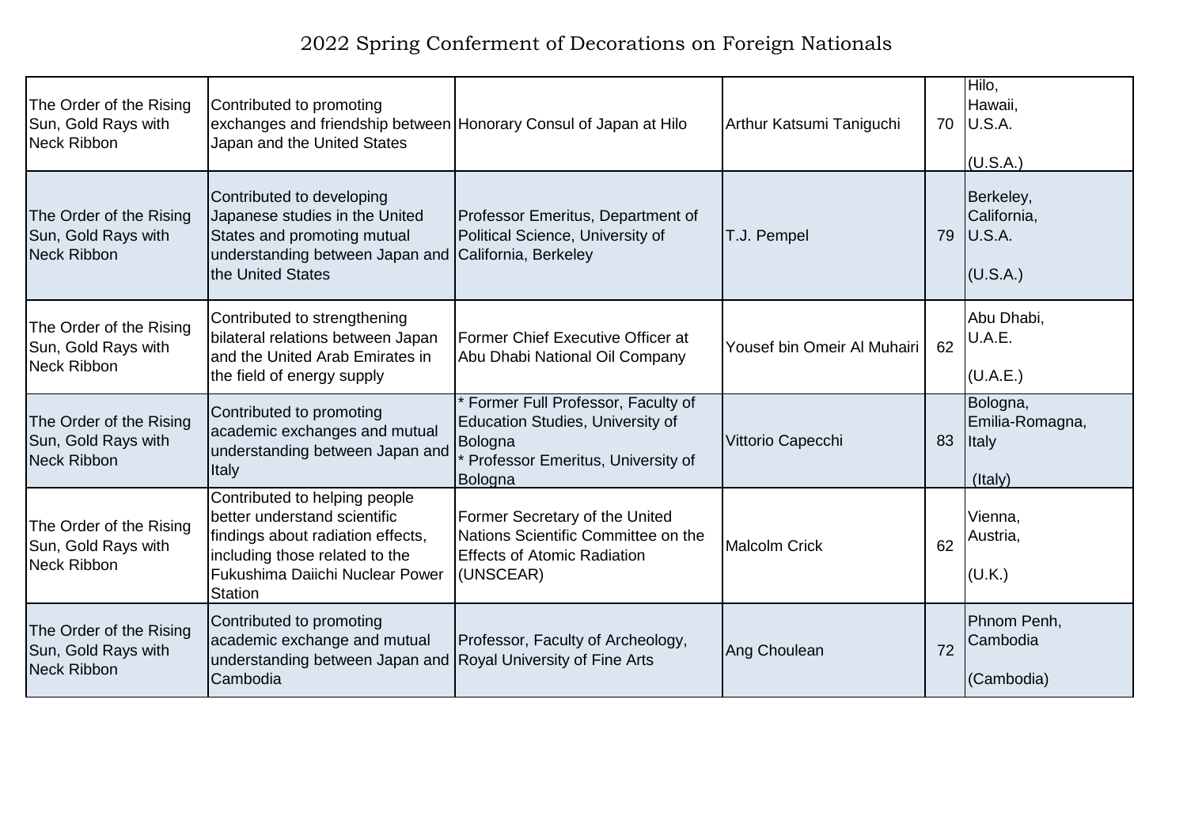# 2022 Spring Conferment of Decorations on Foreign Nationals

| | | | | | |
|---|---|---|---|---|---|
| The Order of the Rising Sun, Gold Rays with Neck Ribbon | Contributed to promoting exchanges and friendship between Japan and the United States | Honorary Consul of Japan at Hilo | Arthur Katsumi Taniguchi | 70 | Hilo, Hawaii, U.S.A. (U.S.A.) |
| The Order of the Rising Sun, Gold Rays with Neck Ribbon | Contributed to developing Japanese studies in the United States and promoting mutual understanding between Japan and the United States | Professor Emeritus, Department of Political Science, University of California, Berkeley | T.J. Pempel | 79 | Berkeley, California, U.S.A. (U.S.A.) |
| The Order of the Rising Sun, Gold Rays with Neck Ribbon | Contributed to strengthening bilateral relations between Japan and the United Arab Emirates in the field of energy supply | Former Chief Executive Officer at Abu Dhabi National Oil Company | Yousef bin Omeir Al Muhairi | 62 | Abu Dhabi, U.A.E. (U.A.E.) |
| The Order of the Rising Sun, Gold Rays with Neck Ribbon | Contributed to promoting academic exchanges and mutual understanding between Japan and Italy | * Former Full Professor, Faculty of Education Studies, University of Bologna<br>* Professor Emeritus, University of Bologna | Vittorio Capecchi | 83 | Bologna, Emilia-Romagna, Italy (Italy) |
| The Order of the Rising Sun, Gold Rays with Neck Ribbon | Contributed to helping people better understand scientific findings about radiation effects, including those related to the Fukushima Daiichi Nuclear Power Station | Former Secretary of the United Nations Scientific Committee on the Effects of Atomic Radiation (UNSCEAR) | Malcolm Crick | 62 | Vienna, Austria, (U.K.) |
| The Order of the Rising Sun, Gold Rays with Neck Ribbon | Contributed to promoting academic exchange and mutual understanding between Japan and Cambodia | Professor, Faculty of Archeology, Royal University of Fine Arts | Ang Choulean | 72 | Phnom Penh, Cambodia (Cambodia) |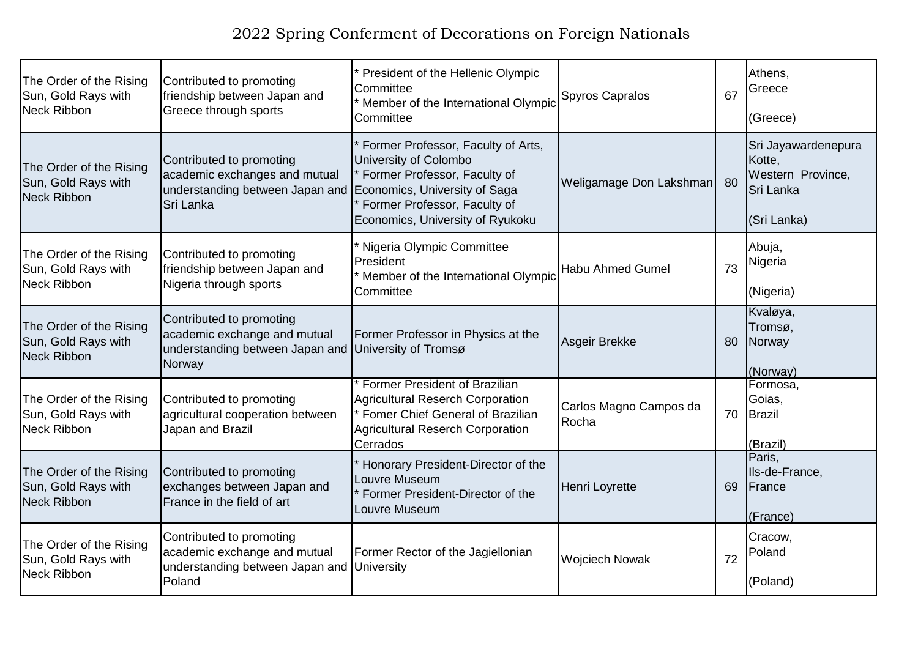# 2022 Spring Conferment of Decorations on Foreign Nationals

| | | | | | |
|---|---|---|---|---|---|
| The Order of the Rising Sun, Gold Rays with Neck Ribbon | Contributed to promoting friendship between Japan and Greece through sports | * President of the Hellenic Olympic Committee<br>* Member of the International Olympic Committee | Spyros Capralos | 67 | Athens,<br>Greece<br><br>(Greece) |
| The Order of the Rising Sun, Gold Rays with Neck Ribbon | Contributed to promoting academic exchanges and mutual understanding between Japan and Sri Lanka | * Former Professor, Faculty of Arts, University of Colombo<br>* Former Professor, Faculty of Economics, University of Saga<br>* Former Professor, Faculty of Economics, University of Ryukoku | Weligamage Don Lakshman | 80 | Sri Jayawardenepura Kotte,<br>Western Province,<br>Sri Lanka<br><br>(Sri Lanka) |
| The Order of the Rising Sun, Gold Rays with Neck Ribbon | Contributed to promoting friendship between Japan and Nigeria through sports | * Nigeria Olympic Committee President<br>* Member of the International Olympic Committee | Habu Ahmed Gumel | 73 | Abuja,<br>Nigeria<br><br>(Nigeria) |
| The Order of the Rising Sun, Gold Rays with Neck Ribbon | Contributed to promoting academic exchange and mutual understanding between Japan and Norway | Former Professor in Physics at the University of Tromsø | Asgeir Brekke | 80 | Kvaløya,<br>Tromsø,<br>Norway<br><br>(Norway) |
| The Order of the Rising Sun, Gold Rays with Neck Ribbon | Contributed to promoting agricultural cooperation between Japan and Brazil | * Former President of Brazilian Agricultural Reserch Corporation<br>* Fomer Chief General of Brazilian Agricultural Reserch Corporation Cerrados | Carlos Magno Campos da Rocha | 70 | Formosa,<br>Goias,<br>Brazil<br><br>(Brazil) |
| The Order of the Rising Sun, Gold Rays with Neck Ribbon | Contributed to promoting exchanges between Japan and France in the field of art | * Honorary President-Director of the Louvre Museum<br>* Former President-Director of the Louvre Museum | Henri Loyrette | 69 | Paris,<br>Ils-de-France,<br>France<br><br>(France) |
| The Order of the Rising Sun, Gold Rays with Neck Ribbon | Contributed to promoting academic exchange and mutual understanding between Japan and Poland | Former Rector of the Jagiellonian University | Wojciech Nowak | 72 | Cracow,<br>Poland<br><br>(Poland) |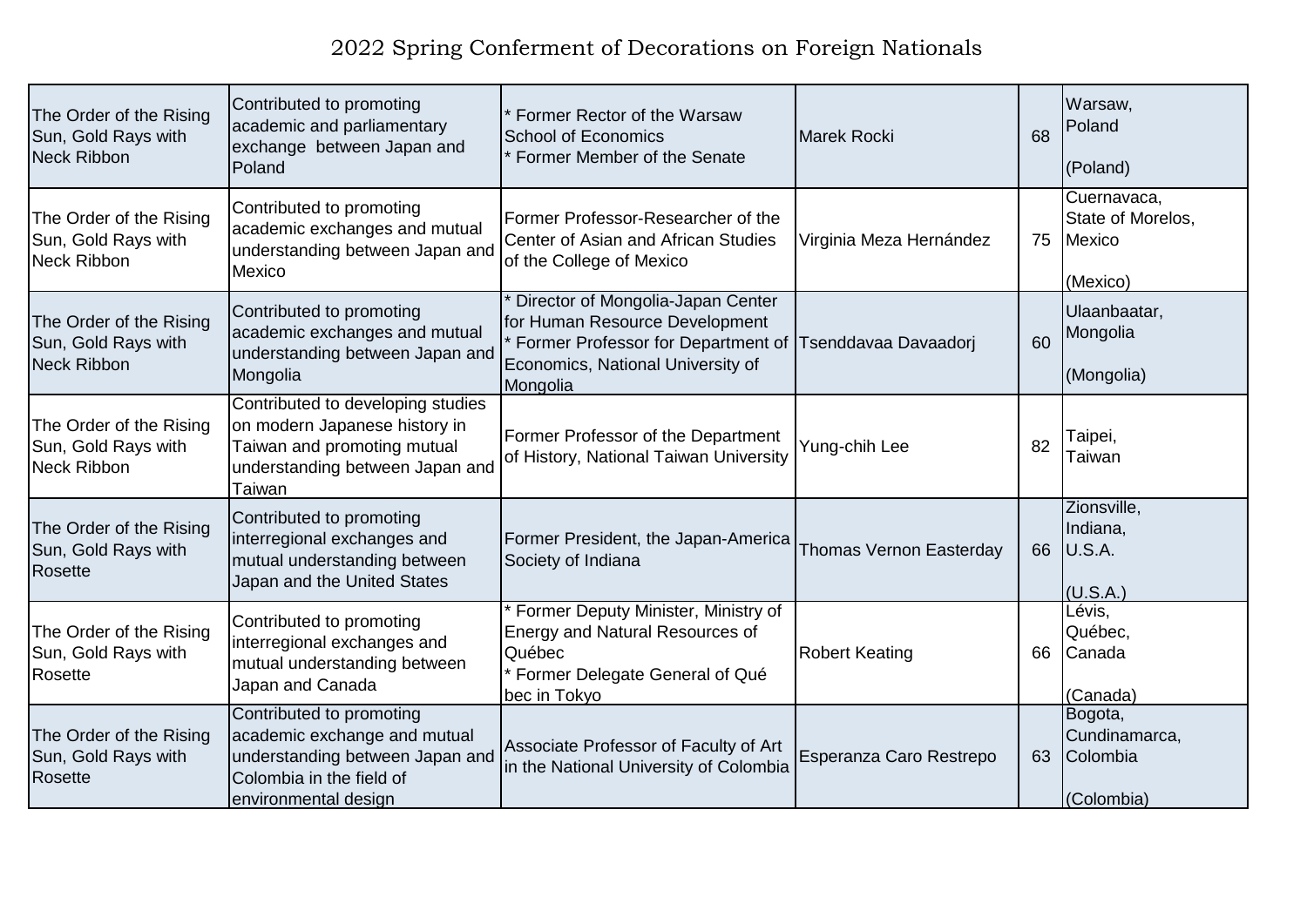2022 Spring Conferment of Decorations on Foreign Nationals

| | | | | | |
|---|---|---|---|---|---|
| The Order of the Rising Sun, Gold Rays with Neck Ribbon | Contributed to promoting academic and parliamentary exchange between Japan and Poland | * Former Rector of the Warsaw School of Economics<br>* Former Member of the Senate | Marek Rocki | 68 | Warsaw, Poland<br><br>(Poland) |
| The Order of the Rising Sun, Gold Rays with Neck Ribbon | Contributed to promoting academic exchanges and mutual understanding between Japan and Mexico | Former Professor-Researcher of the Center of Asian and African Studies of the College of Mexico | Virginia Meza Hernández | 75 | Cuernavaca, State of Morelos, Mexico<br><br>(Mexico) |
| The Order of the Rising Sun, Gold Rays with Neck Ribbon | Contributed to promoting academic exchanges and mutual understanding between Japan and Mongolia | * Director of Mongolia-Japan Center for Human Resource Development<br>* Former Professor for Department of Economics, National University of Mongolia | Tsenddavaa Davaadorj | 60 | Ulaanbaatar, Mongolia<br><br>(Mongolia) |
| The Order of the Rising Sun, Gold Rays with Neck Ribbon | Contributed to developing studies on modern Japanese history in Taiwan and promoting mutual understanding between Japan and Taiwan | Former Professor of the Department of History, National Taiwan University | Yung-chih Lee | 82 | Taipei, Taiwan |
| The Order of the Rising Sun, Gold Rays with Rosette | Contributed to promoting interregional exchanges and mutual understanding between Japan and the United States | Former President, the Japan-America Society of Indiana | Thomas Vernon Easterday | 66 | Zionsville, Indiana, U.S.A.<br><br>(U.S.A.) |
| The Order of the Rising Sun, Gold Rays with Rosette | Contributed to promoting interregional exchanges and mutual understanding between Japan and Canada | * Former Deputy Minister, Ministry of Energy and Natural Resources of Québec<br>* Former Delegate General of Québec in Tokyo | Robert Keating | 66 | Lévis, Québec, Canada<br><br>(Canada) |
| The Order of the Rising Sun, Gold Rays with Rosette | Contributed to promoting academic exchange and mutual understanding between Japan and Colombia in the field of environmental design | Associate Professor of Faculty of Art in the National University of Colombia | Esperanza Caro Restrepo | 63 | Bogota, Cundinamarca, Colombia<br><br>(Colombia) |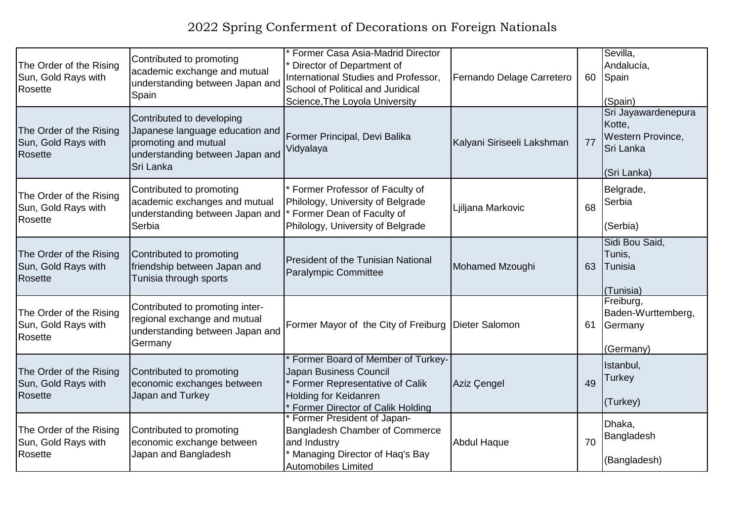# 2022 Spring Conferment of Decorations on Foreign Nationals

| | | | | | |
|---|---|---|---|---|---|
| The Order of the Rising Sun, Gold Rays with Rosette | Contributed to promoting academic exchange and mutual understanding between Japan and Spain | * Former Casa Asia-Madrid Director<br>* Director of Department of International Studies and Professor, School of Political and Juridical Science,The Loyola University | Fernando Delage Carretero | 60 | Sevilla, Andalucía, Spain<br><br>(Spain) |
| The Order of the Rising Sun, Gold Rays with Rosette | Contributed to developing Japanese language education and promoting and mutual understanding between Japan and Sri Lanka | Former Principal, Devi Balika Vidyalaya | Kalyani Siriseeli Lakshman | 77 | Sri Jayawardenepura Kotte, Western Province, Sri Lanka<br><br>(Sri Lanka) |
| The Order of the Rising Sun, Gold Rays with Rosette | Contributed to promoting academic exchanges and mutual understanding between Japan and Serbia | * Former Professor of Faculty of Philology, University of Belgrade<br>* Former Dean of Faculty of Philology, University of Belgrade | Ljiljana Markovic | 68 | Belgrade, Serbia<br><br>(Serbia) |
| The Order of the Rising Sun, Gold Rays with Rosette | Contributed to promoting friendship between Japan and Tunisia through sports | President of the Tunisian National Paralympic Committee | Mohamed Mzoughi | 63 | Sidi Bou Said, Tunis, Tunisia<br><br>(Tunisia) |
| The Order of the Rising Sun, Gold Rays with Rosette | Contributed to promoting inter-regional exchange and mutual understanding between Japan and Germany | Former Mayor of the City of Freiburg | Dieter Salomon | 61 | Freiburg, Baden-Wurttemberg, Germany<br><br>(Germany) |
| The Order of the Rising Sun, Gold Rays with Rosette | Contributed to promoting economic exchanges between Japan and Turkey | * Former Board of Member of Turkey-Japan Business Council<br>* Former Representative of Calik Holding for Keidanren<br>* Former Director of Calik Holding | Aziz Çengel | 49 | Istanbul, Turkey<br><br>(Turkey) |
| The Order of the Rising Sun, Gold Rays with Rosette | Contributed to promoting economic exchange between Japan and Bangladesh | * Former President of Japan-Bangladesh Chamber of Commerce and Industry<br>* Managing Director of Haq's Bay Automobiles Limited | Abdul Haque | 70 | Dhaka, Bangladesh<br><br>(Bangladesh) |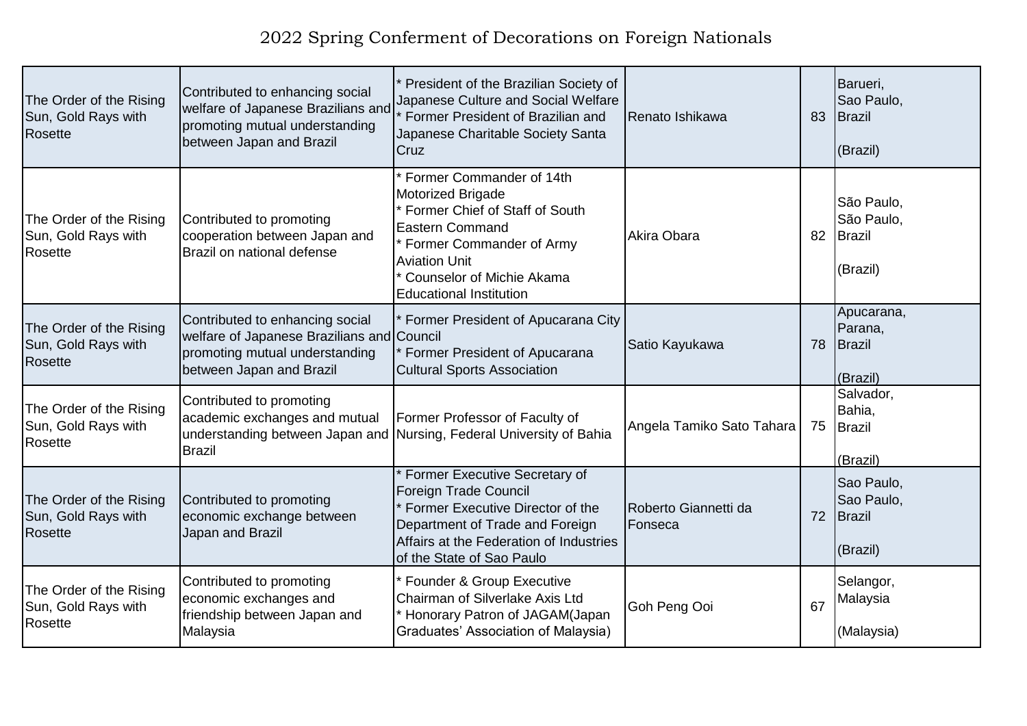# 2022 Spring Conferment of Decorations on Foreign Nationals

| | | | | | |
|---|---|---|---|---|---|
| The Order of the Rising Sun, Gold Rays with Rosette | Contributed to enhancing social welfare of Japanese Brazilians and promoting mutual understanding between Japan and Brazil | * President of the Brazilian Society of Japanese Culture and Social Welfare<br>* Former President of Brazilian and Japanese Charitable Society Santa Cruz | Renato Ishikawa | 83 | Barueri, Sao Paulo, Brazil<br><br>(Brazil) |
| The Order of the Rising Sun, Gold Rays with Rosette | Contributed to promoting cooperation between Japan and Brazil on national defense | * Former Commander of 14th Motorized Brigade<br>* Former Chief of Staff of South Eastern Command<br>* Former Commander of Army Aviation Unit<br>* Counselor of Michie Akama Educational Institution | Akira Obara | 82 | São Paulo, São Paulo, Brazil<br><br>(Brazil) |
| The Order of the Rising Sun, Gold Rays with Rosette | Contributed to enhancing social welfare of Japanese Brazilians and promoting mutual understanding between Japan and Brazil | * Former President of Apucarana City Council<br>* Former President of Apucarana Cultural Sports Association | Satio Kayukawa | 78 | Apucarana, Parana, Brazil<br><br>(Brazil) |
| The Order of the Rising Sun, Gold Rays with Rosette | Contributed to promoting academic exchanges and mutual understanding between Japan and Brazil | Former Professor of Faculty of Nursing, Federal University of Bahia | Angela Tamiko Sato Tahara | 75 | Salvador, Bahia, Brazil<br><br>(Brazil) |
| The Order of the Rising Sun, Gold Rays with Rosette | Contributed to promoting economic exchange between Japan and Brazil | * Former Executive Secretary of Foreign Trade Council<br>* Former Executive Director of the Department of Trade and Foreign Affairs at the Federation of Industries of the State of Sao Paulo | Roberto Giannetti da Fonseca | 72 | Sao Paulo, Sao Paulo, Brazil<br><br>(Brazil) |
| The Order of the Rising Sun, Gold Rays with Rosette | Contributed to promoting economic exchanges and friendship between Japan and Malaysia | * Founder & Group Executive Chairman of Silverlake Axis Ltd<br>* Honorary Patron of JAGAM(Japan Graduates' Association of Malaysia) | Goh Peng Ooi | 67 | Selangor, Malaysia<br><br>(Malaysia) |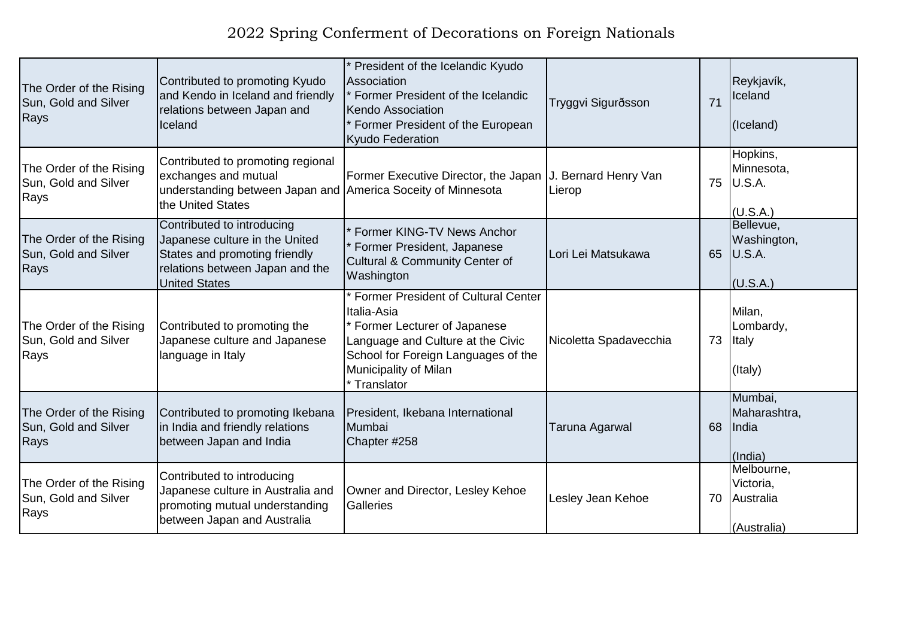# 2022 Spring Conferment of Decorations on Foreign Nationals

| | | | | | |
|---|---|---|---|---|---|
| The Order of the Rising Sun, Gold and Silver Rays | Contributed to promoting Kyudo and Kendo in Iceland and friendly relations between Japan and Iceland | * President of the Icelandic Kyudo Association<br>* Former President of the Icelandic Kendo Association<br>* Former President of the European Kyudo Federation | Tryggvi Sigurðsson | 71 | Reykjavík, Iceland<br><br>(Iceland) |
| The Order of the Rising Sun, Gold and Silver Rays | Contributed to promoting regional exchanges and mutual understanding between Japan and the United States | Former Executive Director, the Japan America Soceity of Minnesota | J. Bernard Henry Van Lierop | 75 | Hopkins, Minnesota, U.S.A.<br><br>(U.S.A.) |
| The Order of the Rising Sun, Gold and Silver Rays | Contributed to introducing Japanese culture in the United States and promoting friendly relations between Japan and the United States | * Former KING-TV News Anchor<br>* Former President, Japanese Cultural & Community Center of Washington | Lori Lei Matsukawa | 65 | Bellevue, Washington, U.S.A.<br><br>(U.S.A.) |
| The Order of the Rising Sun, Gold and Silver Rays | Contributed to promoting the Japanese culture and Japanese language in Italy | * Former President of Cultural Center Italia-Asia<br>* Former Lecturer of Japanese Language and Culture at the Civic School for Foreign Languages of the Municipality of Milan<br>* Translator | Nicoletta Spadavecchia | 73 | Milan, Lombardy, Italy<br><br>(Italy) |
| The Order of the Rising Sun, Gold and Silver Rays | Contributed to promoting Ikebana in India and friendly relations between Japan and India | President, Ikebana International Mumbai Chapter #258 | Taruna Agarwal | 68 | Mumbai, Maharashtra, India<br><br>(India) |
| The Order of the Rising Sun, Gold and Silver Rays | Contributed to introducing Japanese culture in Australia and promoting mutual understanding between Japan and Australia | Owner and Director, Lesley Kehoe Galleries | Lesley Jean Kehoe | 70 | Melbourne, Victoria, Australia<br><br>(Australia) |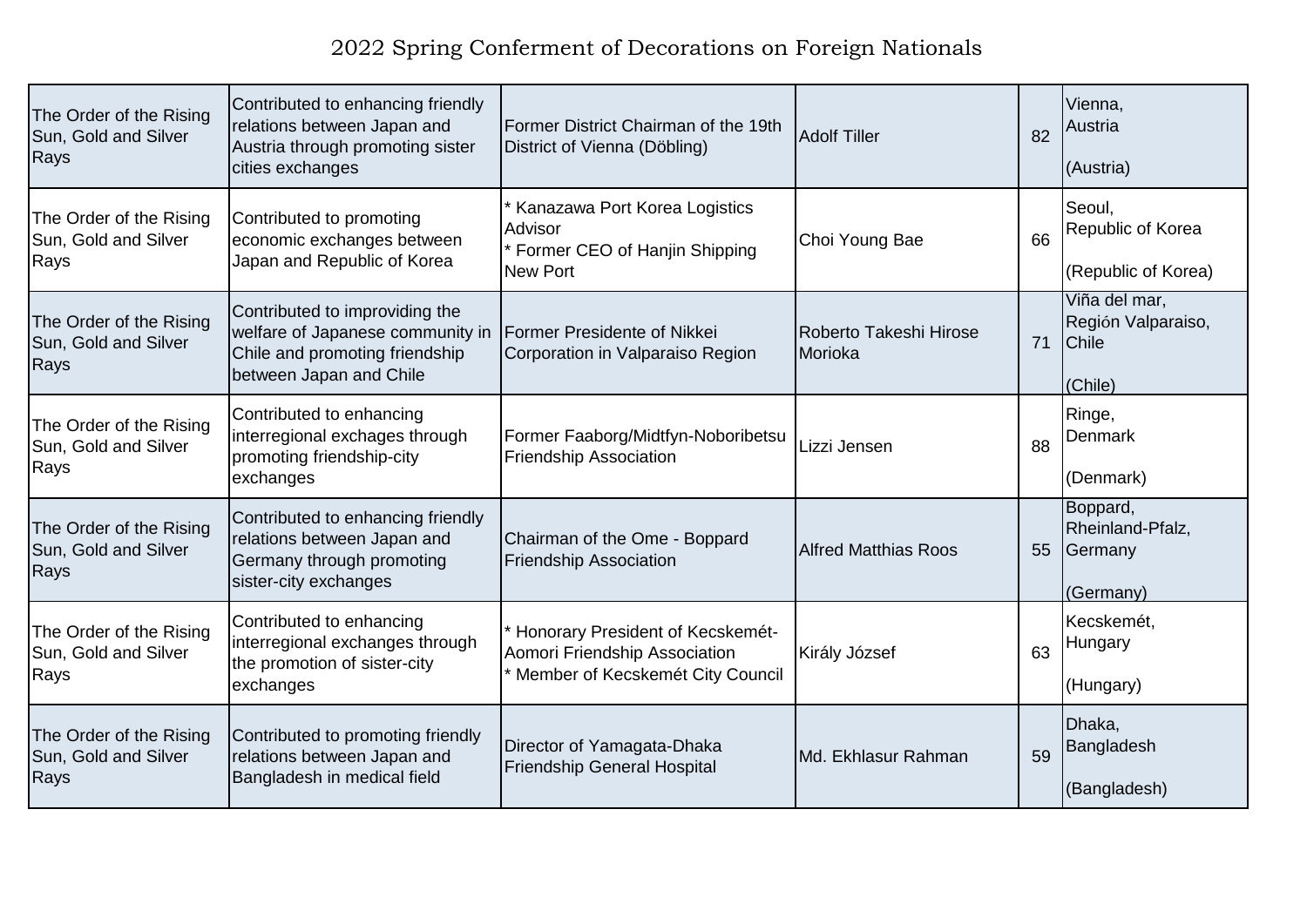2022 Spring Conferment of Decorations on Foreign Nationals

| | | | | | |
|---|---|---|---|---|---|
| The Order of the Rising Sun, Gold and Silver Rays | Contributed to enhancing friendly relations between Japan and Austria through promoting sister cities exchanges | Former District Chairman of the 19th District of Vienna (Döbling) | Adolf Tiller | 82 | Vienna, Austria<br><br>(Austria) |
| The Order of the Rising Sun, Gold and Silver Rays | Contributed to promoting economic exchanges between Japan and Republic of Korea | * Kanazawa Port Korea Logistics Advisor<br>* Former CEO of Hanjin Shipping New Port | Choi Young Bae | 66 | Seoul, Republic of Korea<br><br>(Republic of Korea) |
| The Order of the Rising Sun, Gold and Silver Rays | Contributed to improviding the welfare of Japanese community in Chile and promoting friendship between Japan and Chile | Former Presidente of Nikkei Corporation in Valparaiso Region | Roberto Takeshi Hirose Morioka | 71 | Viña del mar, Región Valparaiso, Chile<br><br>(Chile) |
| The Order of the Rising Sun, Gold and Silver Rays | Contributed to enhancing interregional exchages through promoting friendship-city exchanges | Former Faaborg/Midtfyn-Noboribetsu Friendship Association | Lizzi Jensen | 88 | Ringe, Denmark<br><br>(Denmark) |
| The Order of the Rising Sun, Gold and Silver Rays | Contributed to enhancing friendly relations between Japan and Germany through promoting sister-city exchanges | Chairman of the Ome - Boppard Friendship Association | Alfred Matthias Roos | 55 | Boppard, Rheinland-Pfalz, Germany<br><br>(Germany) |
| The Order of the Rising Sun, Gold and Silver Rays | Contributed to enhancing interregional exchanges through the promotion of sister-city exchanges | * Honorary President of Kecskemét-Aomori Friendship Association<br>* Member of Kecskemét City Council | Király József | 63 | Kecskemét, Hungary<br><br>(Hungary) |
| The Order of the Rising Sun, Gold and Silver Rays | Contributed to promoting friendly relations between Japan and Bangladesh in medical field | Director of Yamagata-Dhaka Friendship General Hospital | Md. Ekhlasur Rahman | 59 | Dhaka, Bangladesh<br><br>(Bangladesh) |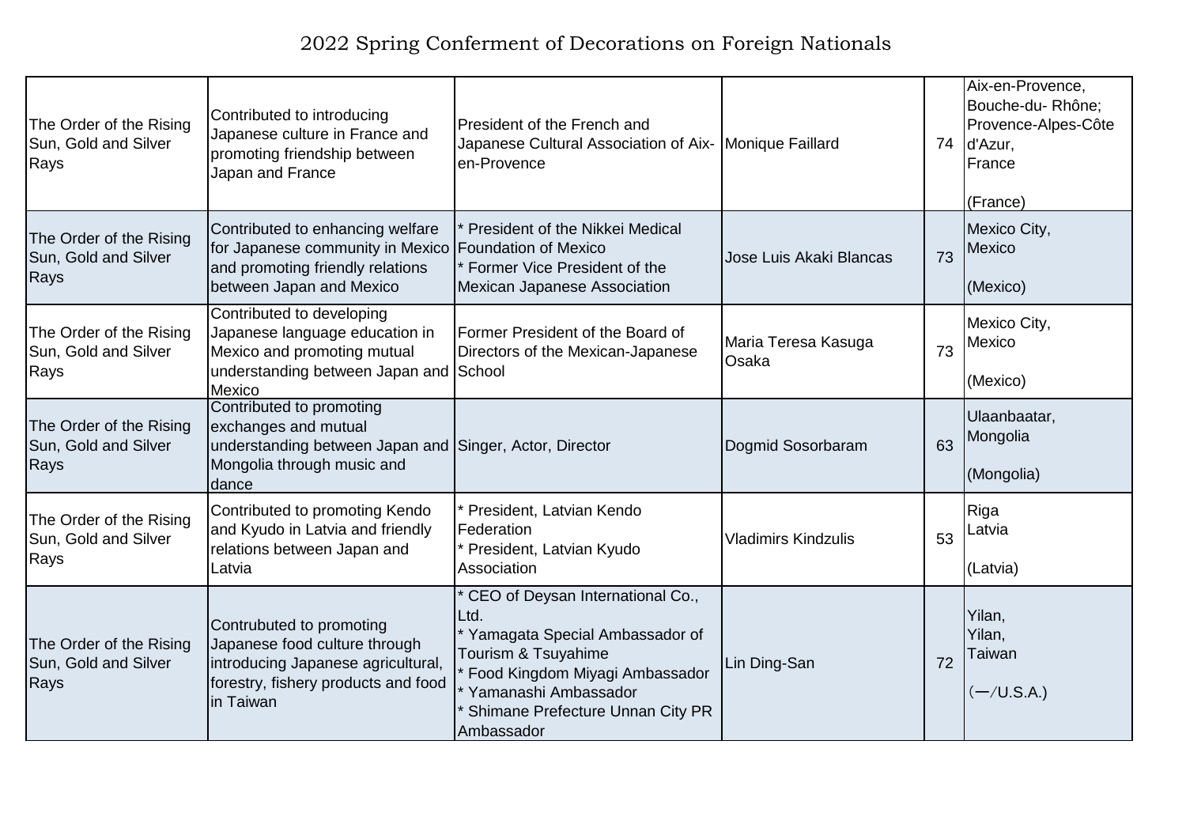# 2022 Spring Conferment of Decorations on Foreign Nationals

| | | | | | |
|---|---|---|---|---|---|
| The Order of the Rising Sun, Gold and Silver Rays | Contributed to introducing Japanese culture in France and promoting friendship between Japan and France | President of the French and Japanese Cultural Association of Aix-en-Provence | Monique Faillard | 74 | Aix-en-Provence, Bouche-du- Rhône; Provence-Alpes-Côte d'Azur, France<br><br>(France) |
| The Order of the Rising Sun, Gold and Silver Rays | Contributed to enhancing welfare for Japanese community in Mexico and promoting friendly relations between Japan and Mexico | * President of the Nikkei Medical Foundation of Mexico<br>* Former Vice President of the Mexican Japanese Association | Jose Luis Akaki Blancas | 73 | Mexico City, Mexico<br><br>(Mexico) |
| The Order of the Rising Sun, Gold and Silver Rays | Contributed to developing Japanese language education in Mexico and promoting mutual understanding between Japan and Mexico | Former President of the Board of Directors of the Mexican-Japanese School | Maria Teresa Kasuga Osaka | 73 | Mexico City, Mexico<br><br>(Mexico) |
| The Order of the Rising Sun, Gold and Silver Rays | Contributed to promoting exchanges and mutual understanding between Japan and Mongolia through music and dance | Singer, Actor, Director | Dogmid Sosorbaram | 63 | Ulaanbaatar, Mongolia<br><br>(Mongolia) |
| The Order of the Rising Sun, Gold and Silver Rays | Contributed to promoting Kendo and Kyudo in Latvia and friendly relations between Japan and Latvia | * President, Latvian Kendo Federation<br>* President, Latvian Kyudo Association | Vladimirs Kindzulis | 53 | Riga Latvia<br><br>(Latvia) |
| The Order of the Rising Sun, Gold and Silver Rays | Contrubuted to promoting Japanese food culture through introducing Japanese agricultural, forestry, fishery products and food in Taiwan | * CEO of Deysan International Co., Ltd.<br>* Yamagata Special Ambassador of Tourism & Tsuyahime<br>* Food Kingdom Miyagi Ambassador<br>* Yamanashi Ambassador<br>* Shimane Prefecture Unnan City PR Ambassador | Lin Ding-San | 72 | Yilan, Yilan, Taiwan<br><br>(—/U.S.A.) |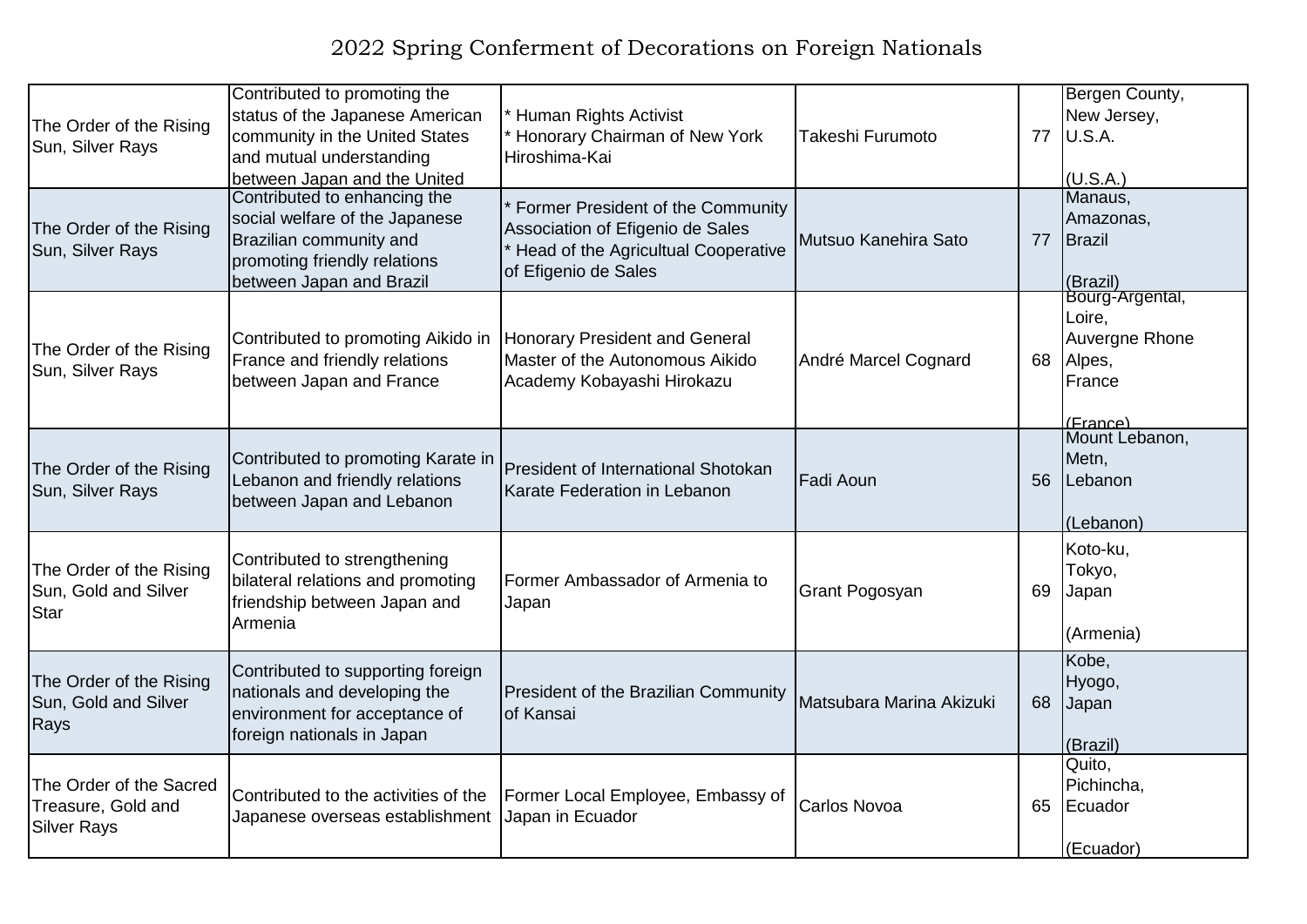# 2022 Spring Conferment of Decorations on Foreign Nationals

| | | | | | |
|---|---|---|---|---|---|
| The Order of the Rising Sun, Silver Rays | Contributed to promoting the status of the Japanese American community in the United States and mutual understanding between Japan and the United | * Human Rights Activist<br>* Honorary Chairman of New York Hiroshima-Kai | Takeshi Furumoto | 77 | Bergen County,<br>New Jersey,<br>U.S.A.<br><br>(U.S.A.) |
| The Order of the Rising Sun, Silver Rays | Contributed to enhancing the social welfare of the Japanese Brazilian community and promoting friendly relations between Japan and Brazil | * Former President of the Community Association of Efigenio de Sales<br>* Head of the Agricultual Cooperative of Efigenio de Sales | Mutsuo Kanehira Sato | 77 | Manaus,<br>Amazonas,<br>Brazil<br><br>(Brazil) |
| The Order of the Rising Sun, Silver Rays | Contributed to promoting Aikido in France and friendly relations between Japan and France | Honorary President and General Master of the Autonomous Aikido Academy Kobayashi Hirokazu | André Marcel Cognard | 68 | Bourg-Argental,<br>Loire,<br>Auvergne Rhone Alpes,<br>France<br><br>(France) |
| The Order of the Rising Sun, Silver Rays | Contributed to promoting Karate in Lebanon and friendly relations between Japan and Lebanon | President of International Shotokan Karate Federation in Lebanon | Fadi Aoun | 56 | Mount Lebanon,<br>Metn,<br>Lebanon<br><br>(Lebanon) |
| The Order of the Rising Sun, Gold and Silver Star | Contributed to strengthening bilateral relations and promoting friendship between Japan and Armenia | Former Ambassador of Armenia to Japan | Grant Pogosyan | 69 | Koto-ku,<br>Tokyo,<br>Japan<br><br>(Armenia) |
| The Order of the Rising Sun, Gold and Silver Rays | Contributed to supporting foreign nationals and developing the environment for acceptance of foreign nationals in Japan | President of the Brazilian Community of Kansai | Matsubara Marina Akizuki | 68 | Kobe,<br>Hyogo,<br>Japan<br><br>(Brazil) |
| The Order of the Sacred Treasure, Gold and Silver Rays | Contributed to the activities of the Japanese overseas establishment | Former Local Employee, Embassy of Japan in Ecuador | Carlos Novoa | 65 | Quito,<br>Pichincha,<br>Ecuador<br><br>(Ecuador) |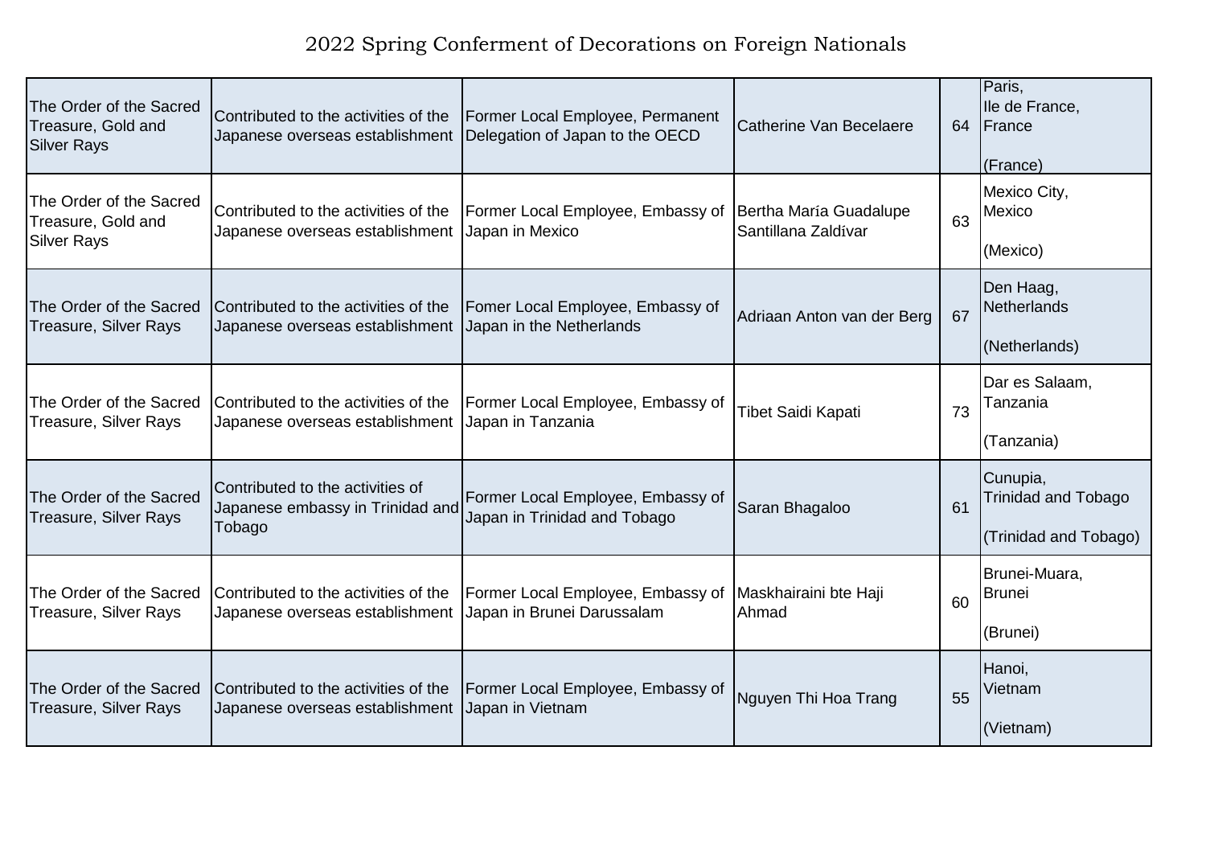# 2022 Spring Conferment of Decorations on Foreign Nationals

| | | | | | |
|---|---|---|---|---|---|
| The Order of the Sacred Treasure, Gold and Silver Rays | Contributed to the activities of the Japanese overseas establishment | Former Local Employee, Permanent Delegation of Japan to the OECD | Catherine Van Becelaere | 64 | Paris, Ile de France, France<br><br>(France) |
| The Order of the Sacred Treasure, Gold and Silver Rays | Contributed to the activities of the Japanese overseas establishment | Former Local Employee, Embassy of Japan in Mexico | Bertha María Guadalupe Santillana Zaldívar | 63 | Mexico City, Mexico<br><br>(Mexico) |
| The Order of the Sacred Treasure, Silver Rays | Contributed to the activities of the Japanese overseas establishment | Fomer Local Employee, Embassy of Japan in the Netherlands | Adriaan Anton van der Berg | 67 | Den Haag, Netherlands<br><br>(Netherlands) |
| The Order of the Sacred Treasure, Silver Rays | Contributed to the activities of the Japanese overseas establishment | Former Local Employee, Embassy of Japan in Tanzania | Tibet Saidi Kapati | 73 | Dar es Salaam, Tanzania<br><br>(Tanzania) |
| The Order of the Sacred Treasure, Silver Rays | Contributed to the activities of Japanese embassy in Trinidad and Tobago | Former Local Employee, Embassy of Japan in Trinidad and Tobago | Saran Bhagaloo | 61 | Cunupia, Trinidad and Tobago<br><br>(Trinidad and Tobago) |
| The Order of the Sacred Treasure, Silver Rays | Contributed to the activities of the Japanese overseas establishment | Former Local Employee, Embassy of Japan in Brunei Darussalam | Maskhairaini bte Haji Ahmad | 60 | Brunei-Muara, Brunei<br><br>(Brunei) |
| The Order of the Sacred Treasure, Silver Rays | Contributed to the activities of the Japanese overseas establishment | Former Local Employee, Embassy of Japan in Vietnam | Nguyen Thi Hoa Trang | 55 | Hanoi, Vietnam<br><br>(Vietnam) |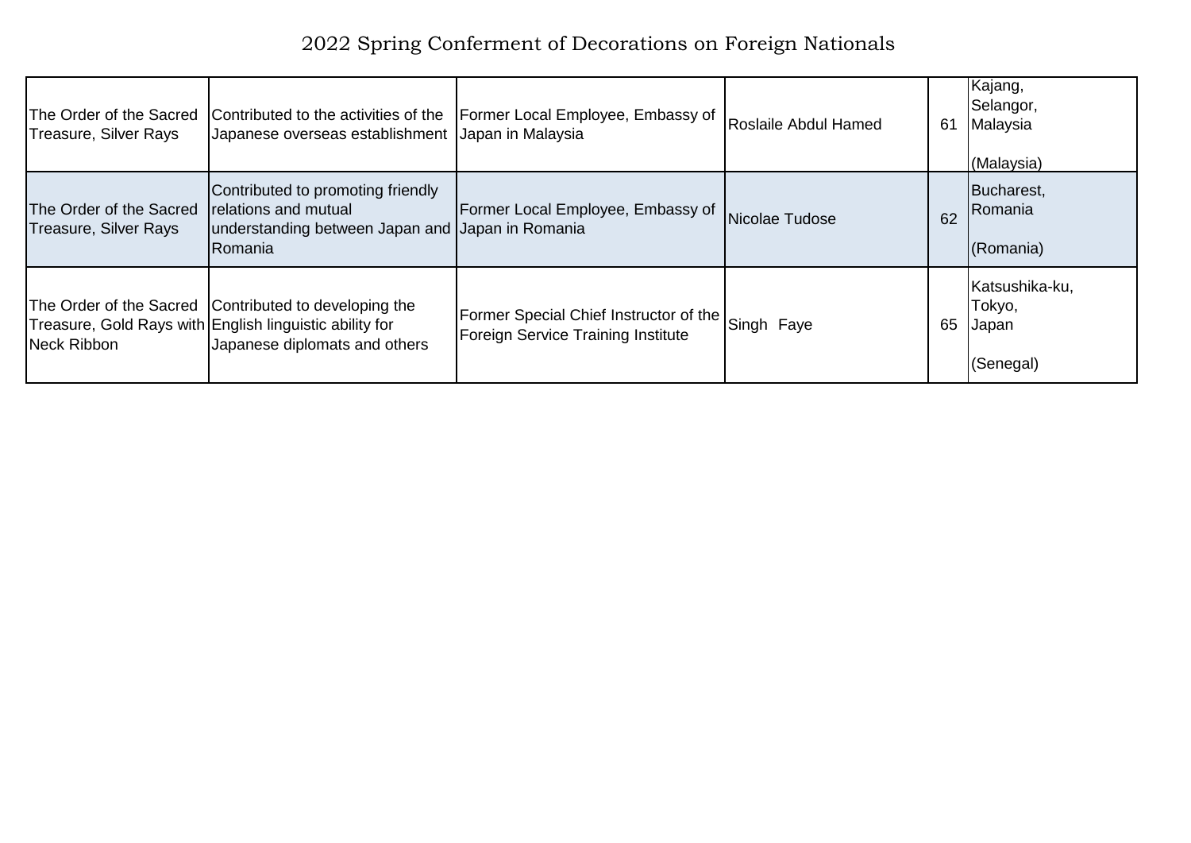# 2022 Spring Conferment of Decorations on Foreign Nationals

| | | | | | |
|---|---|---|---|---|---|
| The Order of the Sacred Treasure, Silver Rays | Contributed to the activities of the Japanese overseas establishment | Former Local Employee, Embassy of Japan in Malaysia | Roslaile Abdul Hamed | 61 | Kajang, Selangor, Malaysia<br><br>(Malaysia) |
| The Order of the Sacred Treasure, Silver Rays | Contributed to promoting friendly relations and mutual understanding between Japan and Romania | Former Local Employee, Embassy of Japan in Romania | Nicolae Tudose | 62 | Bucharest, Romania<br><br>(Romania) |
| The Order of the Sacred Treasure, Gold Rays with Neck Ribbon | Contributed to developing the English linguistic ability for Japanese diplomats and others | Former Special Chief Instructor of the Foreign Service Training Institute | Singh Faye | 65 | Katsushika-ku, Tokyo, Japan<br><br>(Senegal) |